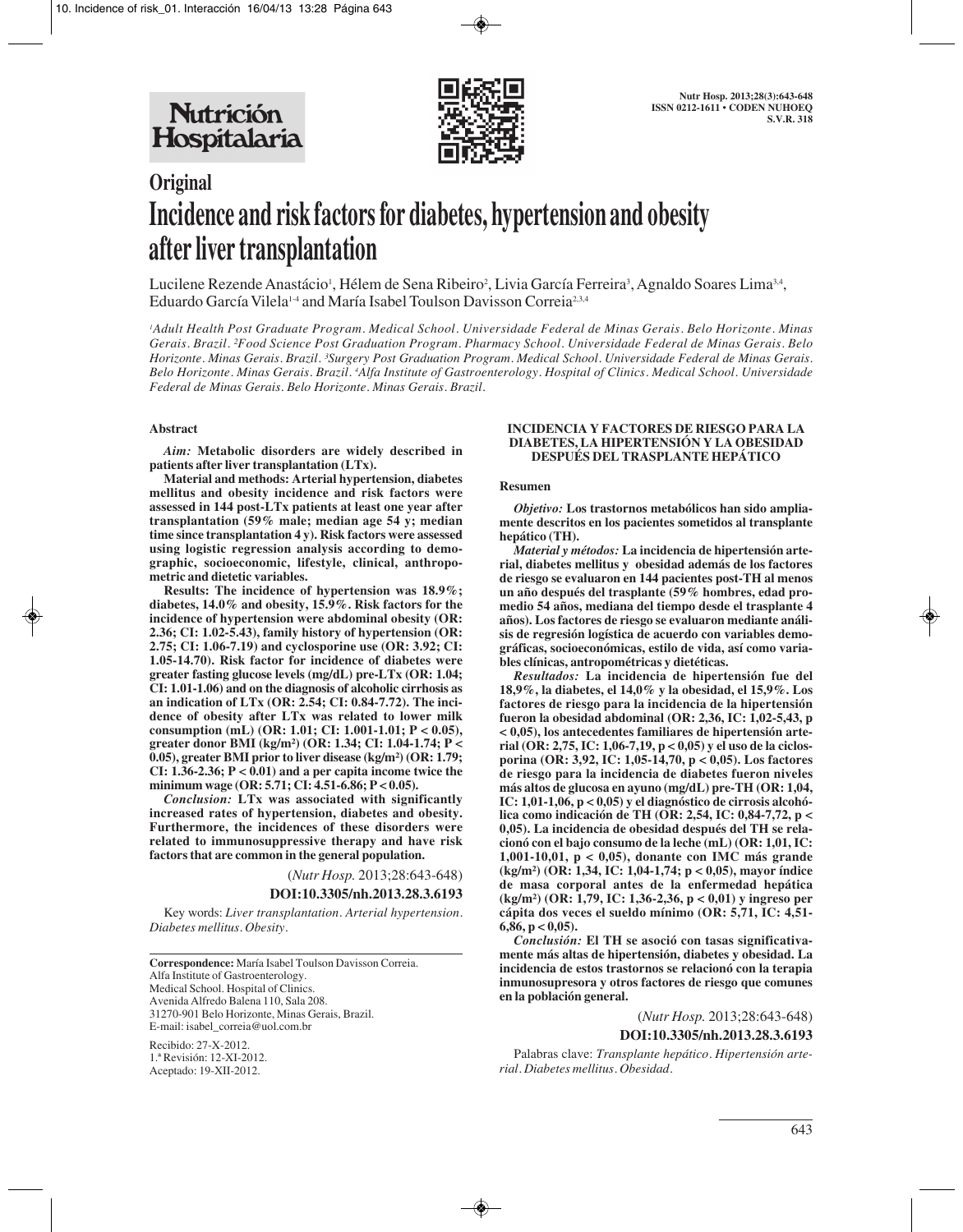# Original

# Incidence and risk factors for diabetes, hypertension and obesity after liver transplantation

Lucilene Rezende Anastácio[1], Hélem de Sena Ribeiro[2], Livia García Ferreira[3], Agnaldo Soares Lima[3,4], Eduardo García Vilela[1-4] and María Isabel Toulson Davisson Correia[2,3,4]

[1]Adult Health Post Graduate Program. Medical School. Universidade Federal de Minas Gerais. Belo Horizonte. Minas Gerais. Brazil. [2]Food Science Post Graduation Program. Pharmacy School. Universidade Federal de Minas Gerais. Belo Horizonte. Minas Gerais. Brazil. [3]Surgery Post Graduation Program. Medical School. Universidade Federal de Minas Gerais. Belo Horizonte. Minas Gerais. Brazil. [4]Alfa Institute of Gastroenterology. Hospital of Clinics. Medical School. Universidade Federal de Minas Gerais. Belo Horizonte. Minas Gerais. Brazil.

## Abstract

***Aim:*** **Metabolic disorders are widely described in patients after liver transplantation (LTx).**

**Material and methods: Arterial hypertension, diabetes mellitus and obesity incidence and risk factors were assessed in 144 post-LTx patients at least one year after transplantation (59% male; median age 54 y; median time since transplantation 4 y). Risk factors were assessed using logistic regression analysis according to demographic, socioeconomic, lifestyle, clinical, anthropometric and dietetic variables.**

**Results: The incidence of hypertension was 18.9%; diabetes, 14.0% and obesity, 15.9%. Risk factors for the incidence of hypertension were abdominal obesity (OR: 2.36; CI: 1.02-5.43), family history of hypertension (OR: 2.75; CI: 1.06-7.19) and cyclosporine use (OR: 3.92; CI: 1.05-14.70). Risk factor for incidence of diabetes were greater fasting glucose levels (mg/dL) pre-LTx (OR: 1.04; CI: 1.01-1.06) and on the diagnosis of alcoholic cirrhosis as an indication of LTx (OR: 2.54; CI: 0.84-7.72). The incidence of obesity after LTx was related to lower milk consumption (mL) (OR: 1.01; CI: 1.001-1.01; $P < 0.05$), greater donor BMI (kg/m²) (OR: 1.34; CI: 1.04-1.74; $P < 0.05$), greater BMI prior to liver disease (kg/m²) (OR: 1.79; CI: 1.36-2.36; $P < 0.01$) and a per capita income twice the minimum wage (OR: 5.71; CI: 4.51-6.86; $P < 0.05$).**

***Conclusion:*** **LTx was associated with significantly increased rates of hypertension, diabetes and obesity. Furthermore, the incidences of these disorders were related to immunosuppressive therapy and have risk factors that are common in the general population.**

(*Nutr Hosp.* 2013;28:643-648)

**DOI:10.3305/nh.2013.28.3.6193**

Key words: *Liver transplantation. Arterial hypertension. Diabetes mellitus. Obesity.*

**Correspondence:** María Isabel Toulson Davisson Correia.
Alfa Institute of Gastroenterology.
Medical School. Hospital of Clinics.
Avenida Alfredo Balena 110, Sala 208.
31270-901 Belo Horizonte, Minas Gerais, Brazil.
E-mail: isabel_correia@uol.com.br

Recibido: 27-X-2012.
1.ª Revisión: 12-XI-2012.
Aceptado: 19-XII-2012.

## INCIDENCIA Y FACTORES DE RIESGO PARA LA DIABETES, LA HIPERTENSIÓN Y LA OBESIDAD DESPUÉS DEL TRASPLANTE HEPÁTICO

### Resumen

***Objetivo:*** **Los trastornos metabólicos han sido ampliamente descritos en los pacientes sometidos al trasplante hepático (TH).**

***Material y métodos:*** **La incidencia de hipertensión arterial, diabetes mellitus y obesidad además de los factores de riesgo se evaluaron en 144 pacientes post-TH al menos un año después del trasplante (59% hombres, edad promedio 54 años, mediana del tiempo desde el trasplante 4 años). Los factores de riesgo se evaluaron mediante análisis de regresión logística de acuerdo con variables demográficas, socioeconómicas, estilo de vida, así como variables clínicas, antropométricas y dietéticas.**

***Resultados:*** **La incidencia de hipertensión fue del 18,9%, la diabetes, el 14,0% y la obesidad, el 15,9%. Los factores de riesgo para la incidencia de la hipertensión fueron la obesidad abdominal (OR: 2,36, IC: 1,02-5,43, p < 0,05), los antecedentes familiares de hipertensión arterial (OR: 2,75, IC: 1,06-7,19, p < 0,05) y el uso de la ciclosporina (OR: 3,92, IC: 1,05-14,70, p < 0,05). Los factores de riesgo para la incidencia de diabetes fueron niveles más altos de glucosa en ayuno (mg/dL) pre-TH (OR: 1,04, IC: 1,01-1,06, p < 0,05) y el diagnóstico de cirrosis alcohólica como indicación de TH (OR: 2,54, IC: 0,84-7,72, p < 0,05). La incidencia de obesidad después del TH se relacionó con el bajo consumo de la leche (mL) (OR: 1,01, IC: 1,001-10,01, p < 0,05), donante con IMC más grande (kg/m²) (OR: 1,34, IC: 1,04-1,74; p < 0,05), mayor índice de masa corporal antes de la enfermedad hepática (kg/m²) (OR: 1,79, IC: 1,36-2,36, p < 0,01) y ingreso per cápita dos veces el sueldo mínimo (OR: 5,71, IC: 4,51-6,86, p < 0,05).**

***Conclusión:*** **El TH se asoció con tasas significativamente más altas de hipertensión, diabetes y obesidad. La incidencia de estos trastornos se relacionó con la terapia inmunosupresora y otros factores de riesgo que comunes en la población general.**

(*Nutr Hosp.* 2013;28:643-648)

**DOI:10.3305/nh.2013.28.3.6193**

Palabras clave: *Transplante hepático. Hipertensión arterial. Diabetes mellitus. Obesidad.*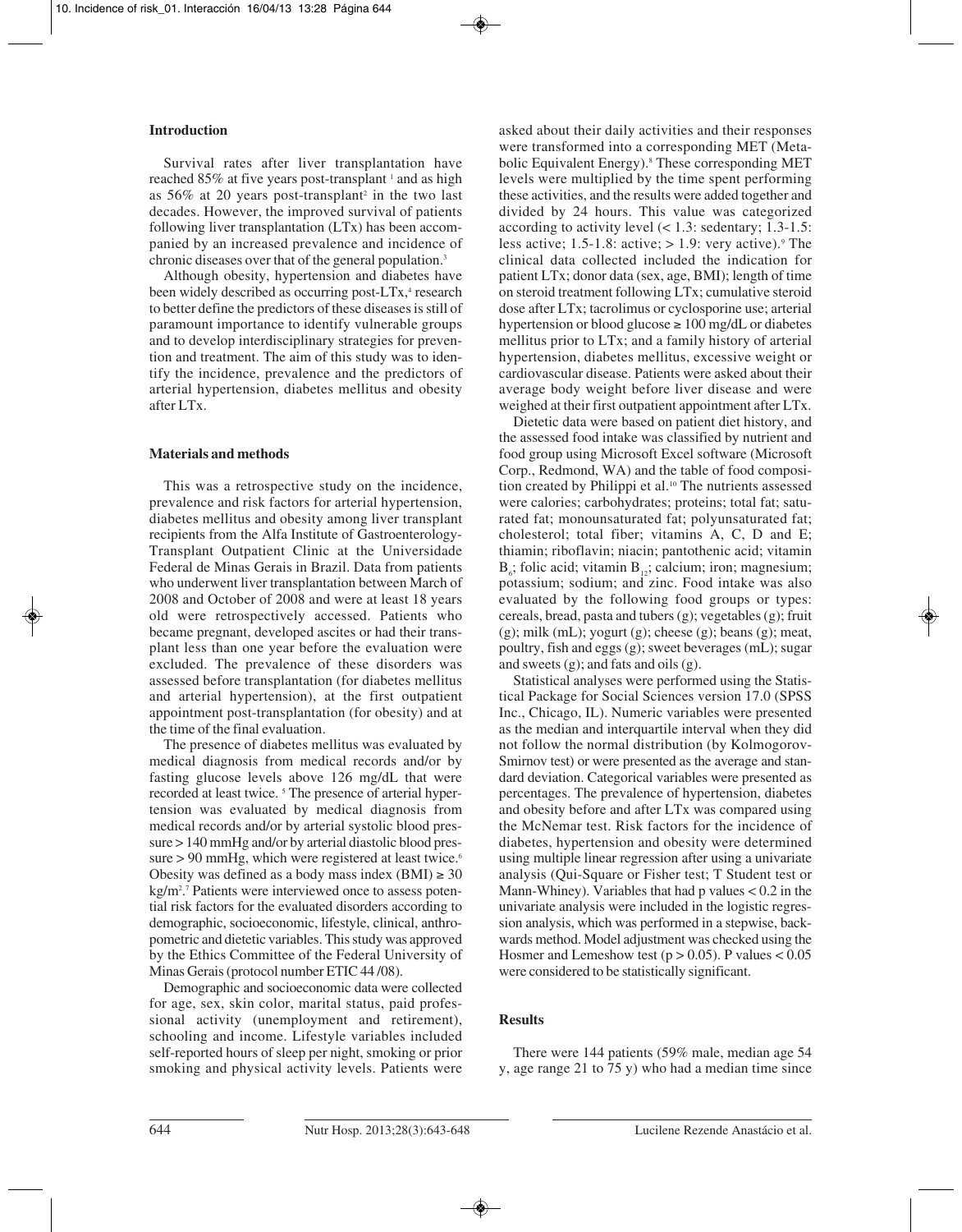## Introduction

Survival rates after liver transplantation have reached 85% at five years post-transplant [1] and as high as 56% at 20 years post-transplant[2] in the two last decades. However, the improved survival of patients following liver transplantation (LTx) has been accompanied by an increased prevalence and incidence of chronic diseases over that of the general population.[3]

Although obesity, hypertension and diabetes have been widely described as occurring post-LTx,[4] research to better define the predictors of these diseases is still of paramount importance to identify vulnerable groups and to develop interdisciplinary strategies for prevention and treatment. The aim of this study was to identify the incidence, prevalence and the predictors of arterial hypertension, diabetes mellitus and obesity after LTx.

## Materials and methods

This was a retrospective study on the incidence, prevalence and risk factors for arterial hypertension, diabetes mellitus and obesity among liver transplant recipients from the Alfa Institute of Gastroenterology-Transplant Outpatient Clinic at the Universidade Federal de Minas Gerais in Brazil. Data from patients who underwent liver transplantation between March of 2008 and October of 2008 and were at least 18 years old were retrospectively accessed. Patients who became pregnant, developed ascites or had their transplant less than one year before the evaluation were excluded. The prevalence of these disorders was assessed before transplantation (for diabetes mellitus and arterial hypertension), at the first outpatient appointment post-transplantation (for obesity) and at the time of the final evaluation.

The presence of diabetes mellitus was evaluated by medical diagnosis from medical records and/or by fasting glucose levels above 126 mg/dL that were recorded at least twice. [5] The presence of arterial hypertension was evaluated by medical diagnosis from medical records and/or by arterial systolic blood pressure > 140 mmHg and/or by arterial diastolic blood pressure > 90 mmHg, which were registered at least twice.[6] Obesity was defined as a body mass index (BMI) ≥ 30 kg/m$^2$.[7] Patients were interviewed once to assess potential risk factors for the evaluated disorders according to demographic, socioeconomic, lifestyle, clinical, anthropometric and dietetic variables. This study was approved by the Ethics Committee of the Federal University of Minas Gerais (protocol number ETIC 44 /08).

Demographic and socioeconomic data were collected for age, sex, skin color, marital status, paid professional activity (unemployment and retirement), schooling and income. Lifestyle variables included self-reported hours of sleep per night, smoking or prior smoking and physical activity levels. Patients were asked about their daily activities and their responses were transformed into a corresponding MET (Metabolic Equivalent Energy).[8] These corresponding MET levels were multiplied by the time spent performing these activities, and the results were added together and divided by 24 hours. This value was categorized according to activity level (< 1.3: sedentary; 1.3-1.5: less active; 1.5-1.8: active; > 1.9: very active).[9] The clinical data collected included the indication for patient LTx; donor data (sex, age, BMI); length of time on steroid treatment following LTx; cumulative steroid dose after LTx; tacrolimus or cyclosporine use; arterial hypertension or blood glucose ≥ 100 mg/dL or diabetes mellitus prior to LTx; and a family history of arterial hypertension, diabetes mellitus, excessive weight or cardiovascular disease. Patients were asked about their average body weight before liver disease and were weighed at their first outpatient appointment after LTx.

Dietetic data were based on patient diet history, and the assessed food intake was classified by nutrient and food group using Microsoft Excel software (Microsoft Corp., Redmond, WA) and the table of food composition created by Philippi et al.[10] The nutrients assessed were calories; carbohydrates; proteins; total fat; saturated fat; monounsaturated fat; polyunsaturated fat; cholesterol; total fiber; vitamins A, C, D and E; thiamin; riboflavin; niacin; pantothenic acid; vitamin $B_6$; folic acid; vitamin $B_{12}$; calcium; iron; magnesium; potassium; sodium; and zinc. Food intake was also evaluated by the following food groups or types: cereals, bread, pasta and tubers (g); vegetables (g); fruit (g); milk (mL); yogurt (g); cheese (g); beans (g); meat, poultry, fish and eggs (g); sweet beverages (mL); sugar and sweets (g); and fats and oils (g).

Statistical analyses were performed using the Statistical Package for Social Sciences version 17.0 (SPSS Inc., Chicago, IL). Numeric variables were presented as the median and interquartile interval when they did not follow the normal distribution (by Kolmogorov-Smirnov test) or were presented as the average and standard deviation. Categorical variables were presented as percentages. The prevalence of hypertension, diabetes and obesity before and after LTx was compared using the McNemar test. Risk factors for the incidence of diabetes, hypertension and obesity were determined using multiple linear regression after using a univariate analysis (Qui-Square or Fisher test; T Student test or Mann-Whiney). Variables that had p values < 0.2 in the univariate analysis were included in the logistic regression analysis, which was performed in a stepwise, backwards method. Model adjustment was checked using the Hosmer and Lemeshow test ($p > 0.05$). P values < 0.05 were considered to be statistically significant.

## Results

There were 144 patients (59% male, median age 54 y, age range 21 to 75 y) who had a median time since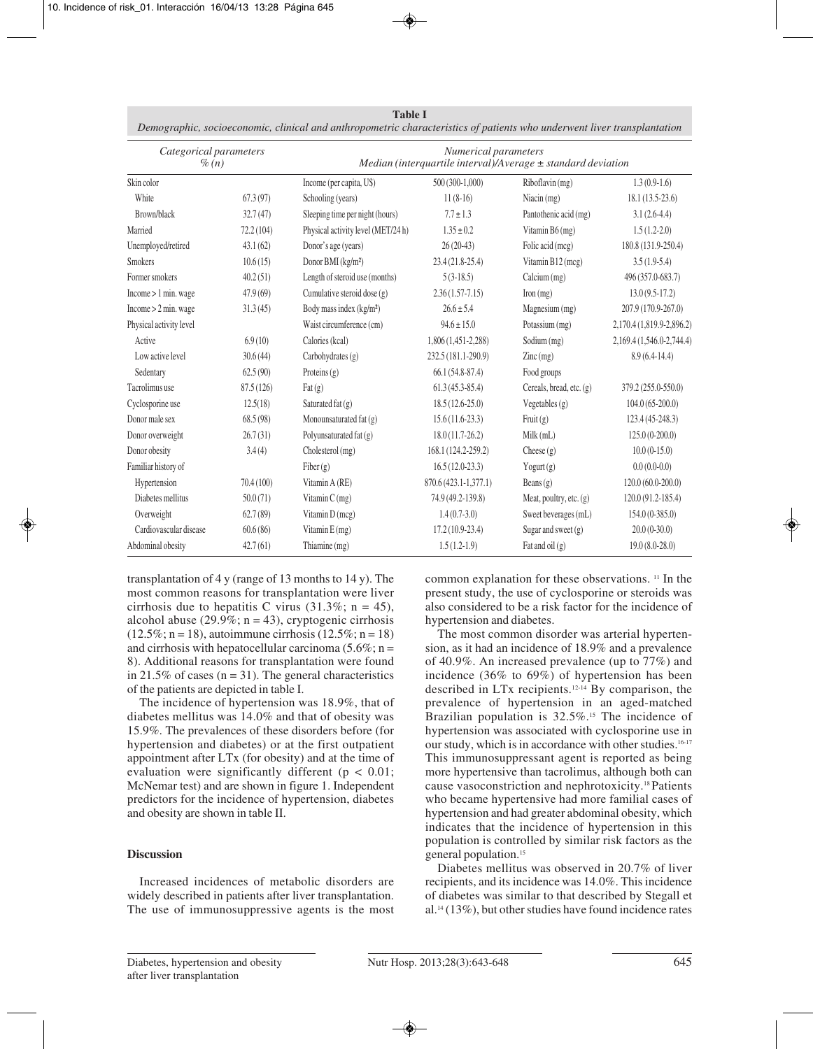**Table I**
*Demographic, socioeconomic, clinical and anthropometric characteristics of patients who underwent liver transplantation*

| *Categorical parameters* *% (n)* | | *Numerical parameters* *Median (interquartile interval)/Average ± standard deviation* | | | |
|---|---|---|---|---|---|
| Skin color | | Income (per capita, U$) | 500 (300-1,000) | Riboflavin (mg) | 1.3 (0.9-1.6) |
| White | 67.3 (97) | Schooling (years) | 11 (8-16) | Niacin (mg) | 18.1 (13.5-23.6) |
| Brown/black | 32.7 (47) | Sleeping time per night (hours) | 7.7 ± 1.3 | Pantothenic acid (mg) | 3.1 (2.6-4.4) |
| Married | 72.2 (104) | Physical activity level (MET/24 h) | 1.35 ± 0.2 | Vitamin B6 (mg) | 1.5 (1.2-2.0) |
| Unemployed/retired | 43.1 (62) | Donor's age (years) | 26 (20-43) | Folic acid (mcg) | 180.8 (131.9-250.4) |
| Smokers | 10.6 (15) | Donor BMI (kg/m²) | 23.4 (21.8-25.4) | Vitamin B12 (mcg) | 3.5 (1.9-5.4) |
| Former smokers | 40.2 (51) | Length of steroid use (months) | 5 (3-18.5) | Calcium (mg) | 496 (357.0-683.7) |
| Income > 1 min. wage | 47.9 (69) | Cumulative steroid dose (g) | 2.36 (1.57-7.15) | Iron (mg) | 13.0 (9.5-17.2) |
| Income > 2 min. wage | 31.3 (45) | Body mass index (kg/m²) | 26.6 ± 5.4 | Magnesium (mg) | 207.9 (170.9-267.0) |
| Physical activity level | | Waist circumference (cm) | 94.6 ± 15.0 | Potassium (mg) | 2,170.4 (1,819.9-2,896.2) |
| Active | 6.9 (10) | Calories (kcal) | 1,806 (1,451-2,288) | Sodium (mg) | 2,169.4 (1,546.0-2,744.4) |
| Low active level | 30.6 (44) | Carbohydrates (g) | 232.5 (181.1-290.9) | Zinc (mg) | 8.9 (6.4-14.4) |
| Sedentary | 62.5 (90) | Proteins (g) | 66.1 (54.8-87.4) | Food groups | |
| Tacrolimus use | 87.5 (126) | Fat (g) | 61.3 (45.3-85.4) | Cereals, bread, etc. (g) | 379.2 (255.0-550.0) |
| Cyclosporine use | 12.5 (18) | Saturated fat (g) | 18.5 (12.6-25.0) | Vegetables (g) | 104.0 (65-200.0) |
| Donor male sex | 68.5 (98) | Monounsaturated fat (g) | 15.6 (11.6-23.3) | Fruit (g) | 123.4 (45-248.3) |
| Donor overweight | 26.7 (31) | Polyunsaturated fat (g) | 18.0 (11.7-26.2) | Milk (mL) | 125.0 (0-200.0) |
| Donor obesity | 3.4 (4) | Cholesterol (mg) | 168.1 (124.2-259.2) | Cheese (g) | 10.0 (0-15.0) |
| Familiar history of | | Fiber (g) | 16.5 (12.0-23.3) | Yogurt (g) | 0.0 (0.0-0.0) |
| Hypertension | 70.4 (100) | Vitamin A (RE) | 870.6 (423.1-1,377.1) | Beans (g) | 120.0 (60.0-200.0) |
| Diabetes mellitus | 50.0 (71) | Vitamin C (mg) | 74.9 (49.2-139.8) | Meat, poultry, etc. (g) | 120.0 (91.2-185.4) |
| Overweight | 62.7 (89) | Vitamin D (mcg) | 1.4 (0.7-3.0) | Sweet beverages (mL) | 154.0 (0-385.0) |
| Cardiovascular disease | 60.6 (86) | Vitamin E (mg) | 17.2 (10.9-23.4) | Sugar and sweet (g) | 20.0 (0-30.0) |
| Abdominal obesity | 42.7 (61) | Thiamine (mg) | 1.5 (1.2-1.9) | Fat and oil (g) | 19.0 (8.0-28.0) |

transplantation of 4 y (range of 13 months to 14 y). The most common reasons for transplantation were liver cirrhosis due to hepatitis C virus (31.3%; n = 45), alcohol abuse (29.9%; n = 43), cryptogenic cirrhosis (12.5%; n = 18), autoimmune cirrhosis (12.5%; n = 18) and cirrhosis with hepatocellular carcinoma (5.6%; n = 8). Additional reasons for transplantation were found in 21.5% of cases (n = 31). The general characteristics of the patients are depicted in table I.

The incidence of hypertension was 18.9%, that of diabetes mellitus was 14.0% and that of obesity was 15.9%. The prevalences of these disorders before (for hypertension and diabetes) or at the first outpatient appointment after LTx (for obesity) and at the time of evaluation were significantly different ($p < 0.01$; McNemar test) and are shown in figure 1. Independent predictors for the incidence of hypertension, diabetes and obesity are shown in table II.

## Discussion

Increased incidences of metabolic disorders are widely described in patients after liver transplantation. The use of immunosuppressive agents is the most common explanation for these observations. [11] In the present study, the use of cyclosporine or steroids was also considered to be a risk factor for the incidence of hypertension and diabetes.

The most common disorder was arterial hypertension, as it had an incidence of 18.9% and a prevalence of 40.9%. An increased prevalence (up to 77%) and incidence (36% to 69%) of hypertension has been described in LTx recipients.[12-14] By comparison, the prevalence of hypertension in an aged-matched Brazilian population is 32.5%.[15] The incidence of hypertension was associated with cyclosporine use in our study, which is in accordance with other studies.[16-17] This immunosuppressant agent is reported as being more hypertensive than tacrolimus, although both can cause vasoconstriction and nephrotoxicity.[18] Patients who became hypertensive had more familial cases of hypertension and had greater abdominal obesity, which indicates that the incidence of hypertension in this population is controlled by similar risk factors as the general population.[15]

Diabetes mellitus was observed in 20.7% of liver recipients, and its incidence was 14.0%. This incidence of diabetes was similar to that described by Stegall et al.[14] (13%), but other studies have found incidence rates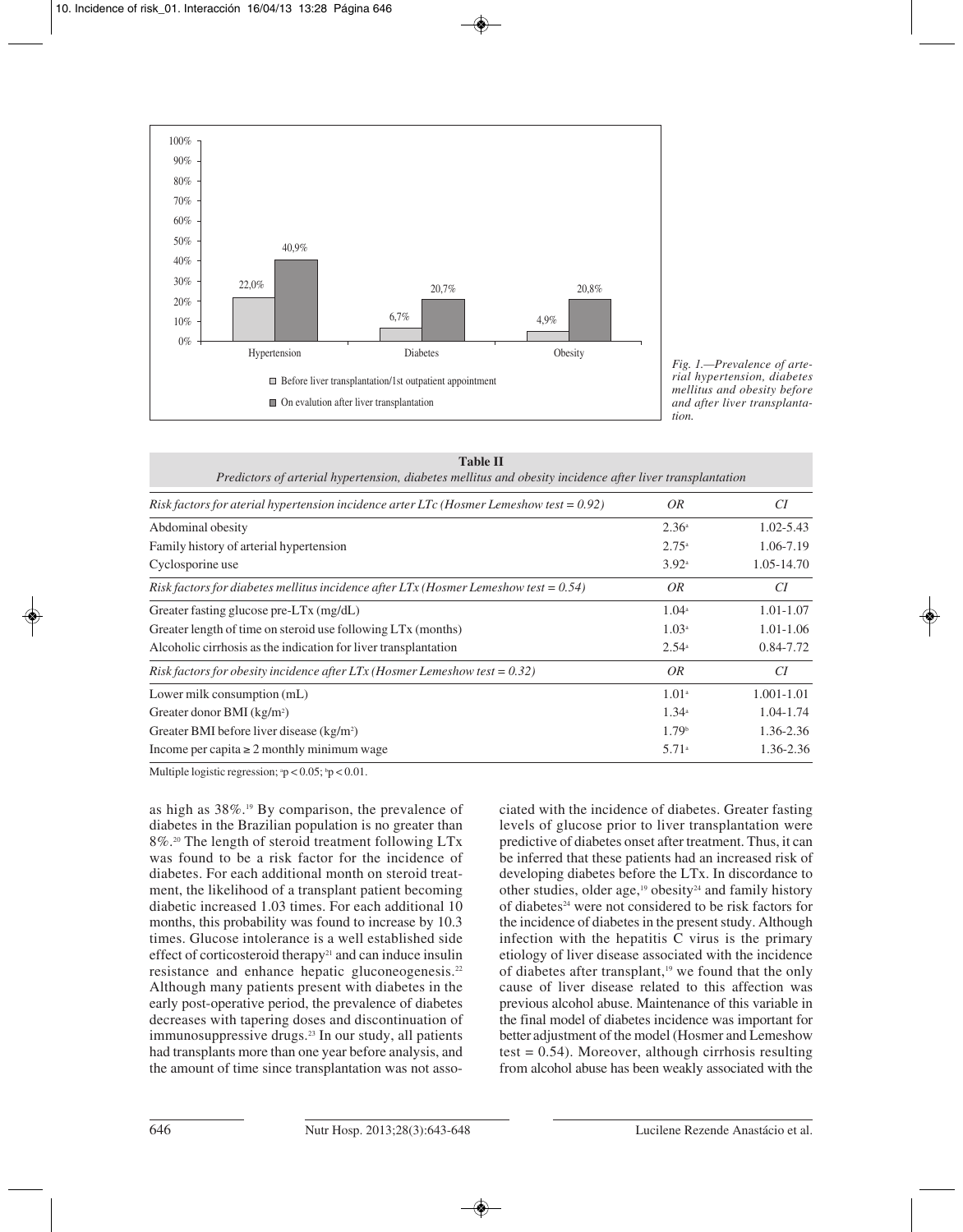Fig. 1.—Prevalence of arterial hypertension, diabetes mellitus and obesity before and after liver transplantation.

**Table II**
*Predictors of arterial hypertension, diabetes mellitus and obesity incidence after liver transplantation*

| *Risk factors for aterial hypertension incidence arter LTc (Hosmer Lemeshow test = 0.92)* | *OR* | *CI* |
|---|---|---|
| Abdominal obesity | 2.36[a] | 1.02-5.43 |
| Family history of arterial hypertension | 2.75[a] | 1.06-7.19 |
| Cyclosporine use | 3.92[a] | 1.05-14.70 |
| *Risk factors for diabetes mellitus incidence after LTx (Hosmer Lemeshow test = 0.54)* | *OR* | *CI* |
| Greater fasting glucose pre-LTx (mg/dL) | 1.04[a] | 1.01-1.07 |
| Greater length of time on steroid use following LTx (months) | 1.03[a] | 1.01-1.06 |
| Alcoholic cirrhosis as the indication for liver transplantation | 2.54[a] | 0.84-7.72 |
| *Risk factors for obesity incidence after LTx (Hosmer Lemeshow test = 0.32)* | *OR* | *CI* |
| Lower milk consumption (mL) | 1.01[a] | 1.001-1.01 |
| Greater donor BMI (kg/m²) | 1.34[a] | 1.04-1.74 |
| Greater BMI before liver disease (kg/m²) | 1.79[b] | 1.36-2.36 |
| Income per capita ≥ 2 monthly minimum wage | 5.71[a] | 1.36-2.36 |

Multiple logistic regression; [a]$p < 0.05$; [b]$p < 0.01$.

as high as 38%.[19] By comparison, the prevalence of diabetes in the Brazilian population is no greater than 8%.[20] The length of steroid treatment following LTx was found to be a risk factor for the incidence of diabetes. For each additional month on steroid treatment, the likelihood of a transplant patient becoming diabetic increased 1.03 times. For each additional 10 months, this probability was found to increase by 10.3 times. Glucose intolerance is a well established side effect of corticosteroid therapy[21] and can induce insulin resistance and enhance hepatic gluconeogenesis.[22] Although many patients present with diabetes in the early post-operative period, the prevalence of diabetes decreases with tapering doses and discontinuation of immunosuppressive drugs.[23] In our study, all patients had transplants more than one year before analysis, and the amount of time since transplantation was not associated with the incidence of diabetes. Greater fasting levels of glucose prior to liver transplantation were predictive of diabetes onset after treatment. Thus, it can be inferred that these patients had an increased risk of developing diabetes before the LTx. In discordance to other studies, older age,[19] obesity[24] and family history of diabetes[24] were not considered to be risk factors for the incidence of diabetes in the present study. Although infection with the hepatitis C virus is the primary etiology of liver disease associated with the incidence of diabetes after transplant,[19] we found that the only cause of liver disease related to this affection was previous alcohol abuse. Maintenance of this variable in the final model of diabetes incidence was important for better adjustment of the model (Hosmer and Lemeshow test = 0.54). Moreover, although cirrhosis resulting from alcohol abuse has been weakly associated with the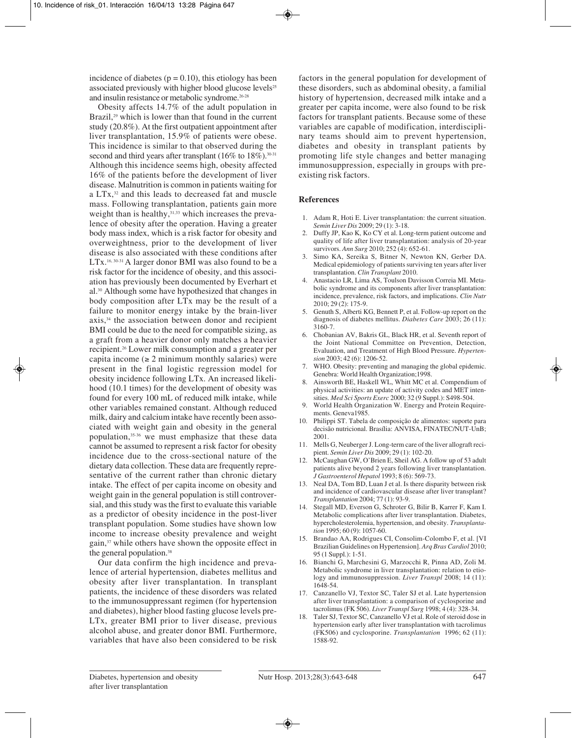incidence of diabetes ($p = 0.10$), this etiology has been associated previously with higher blood glucose levels[25] and insulin resistance or metabolic syndrome.[26-28]

Obesity affects 14.7% of the adult population in Brazil,[29] which is lower than that found in the current study (20.8%). At the first outpatient appointment after liver transplantation, 15.9% of patients were obese. This incidence is similar to that observed during the second and third years after transplant (16% to 18%).[30-31] Although this incidence seems high, obesity affected 16% of the patients before the development of liver disease. Malnutrition is common in patients waiting for a LTx,[32] and this leads to decreased fat and muscle mass. Following transplantation, patients gain more weight than is healthy,[31,33] which increases the prevalence of obesity after the operation. Having a greater body mass index, which is a risk factor for obesity and overweightness, prior to the development of liver disease is also associated with these conditions after LTx.[16, 30-31] A larger donor BMI was also found to be a risk factor for the incidence of obesity, and this association has previously been documented by Everhart et al.[30] Although some have hypothesized that changes in body composition after LTx may be the result of a failure to monitor energy intake by the brain-liver axis,[34] the association between donor and recipient BMI could be due to the need for compatible sizing, as a graft from a heavier donor only matches a heavier recipient.[26] Lower milk consumption and a greater per capita income ($\geq$ 2 minimum monthly salaries) were present in the final logistic regression model for obesity incidence following LTx. An increased likelihood (10.1 times) for the development of obesity was found for every 100 mL of reduced milk intake, while other variables remained constant. Although reduced milk, dairy and calcium intake have recently been associated with weight gain and obesity in the general population,[35-36] we must emphasize that these data cannot be assumed to represent a risk factor for obesity incidence due to the cross-sectional nature of the dietary data collection. These data are frequently representative of the current rather than chronic dietary intake. The effect of per capita income on obesity and weight gain in the general population is still controversial, and this study was the first to evaluate this variable as a predictor of obesity incidence in the post-liver transplant population. Some studies have shown low income to increase obesity prevalence and weight gain,[37] while others have shown the opposite effect in the general population.[38]

Our data confirm the high incidence and prevalence of arterial hypertension, diabetes mellitus and obesity after liver transplantation. In transplant patients, the incidence of these disorders was related to the immunosuppressant regimen (for hypertension and diabetes), higher blood fasting glucose levels pre-LTx, greater BMI prior to liver disease, previous alcohol abuse, and greater donor BMI. Furthermore, variables that have also been considered to be risk factors in the general population for development of these disorders, such as abdominal obesity, a familial history of hypertension, decreased milk intake and a greater per capita income, were also found to be risk factors for transplant patients. Because some of these variables are capable of modification, interdisciplinary teams should aim to prevent hypertension, diabetes and obesity in transplant patients by promoting life style changes and better managing immunosuppression, especially in groups with preexisting risk factors.

## References

1. Adam R, Hoti E. Liver transplantation: the current situation. *Semin Liver Dis* 2009; 29 (1): 3-18.
2. Duffy JP, Kao K, Ko CY et al. Long-term patient outcome and quality of life after liver transplantation: analysis of 20-year survivors. *Ann Surg* 2010; 252 (4): 652-61.
3. Simo KA, Sereika S, Bitner N, Newton KN, Gerber DA. Medical epidemiology of patients surviving ten years after liver transplantation. *Clin Transplant* 2010.
4. Anastacio LR, Lima AS, Toulson Davisson Correia MI. Metabolic syndrome and its components after liver transplantation: incidence, prevalence, risk factors, and implications. *Clin Nutr* 2010; 29 (2): 175-9.
5. Genuth S, Alberti KG, Bennett P, et al. Follow-up report on the diagnosis of diabetes mellitus. *Diabetes Care* 2003; 26 (11): 3160-7.
6. Chobanian AV, Bakris GL, Black HR, et al. Seventh report of the Joint National Committee on Prevention, Detection, Evaluation, and Treatment of High Blood Pressure. *Hypertension* 2003; 42 (6): 1206-52.
7. WHO. Obesity: preventing and managing the global epidemic. Genebra: World Health Organization;1998.
8. Ainsworth BE, Haskell WL, Whitt MC et al. Compendium of physical activities: an update of activity codes and MET intensities. *Med Sci Sports Exerc* 2000; 32 (9 Suppl.): S498-504.
9. World Health Organization W. Energy and Protein Requirements. Geneva1985.
10. Philippi ST. Tabela de composição de alimentos: suporte para decisão nutricional. Brasília: ANVISA, FINATEC/NUT-UnB; 2001.
11. Mells G, Neuberger J. Long-term care of the liver allograft recipient. *Semin Liver Dis* 2009; 29 (1): 102-20.
12. McCaughan GW, O'Brien E, Sheil AG. A follow up of 53 adult patients alive beyond 2 years following liver transplantation. *J Gastroenterol Hepatol* 1993; 8 (6): 569-73.
13. Neal DA, Tom BD, Luan J et al. Is there disparity between risk and incidence of cardiovascular disease after liver transplant? *Transplantation* 2004; 77 (1): 93-9.
14. Stegall MD, Everson G, Schroter G, Bilir B, Karrer F, Kam I. Metabolic complications after liver transplantation. Diabetes, hypercholesterolemia, hypertension, and obesity. *Transplantation* 1995; 60 (9): 1057-60.
15. Brandao AA, Rodrigues CI, Consolim-Colombo F, et al. [VI Brazilian Guidelines on Hypertension]. *Arq Bras Cardiol* 2010; 95 (1 Suppl.): 1-51.
16. Bianchi G, Marchesini G, Marzocchi R, Pinna AD, Zoli M. Metabolic syndrome in liver transplantation: relation to etiology and immunosuppression. *Liver Transpl* 2008; 14 (11): 1648-54.
17. Canzanello VJ, Textor SC, Taler SJ et al. Late hypertension after liver transplantation: a comparison of cyclosporine and tacrolimus (FK 506). *Liver Transpl Surg* 1998; 4 (4): 328-34.
18. Taler SJ, Textor SC, Canzanello VJ et al. Role of steroid dose in hypertension early after liver transplantation with tacrolimus (FK506) and cyclosporine. *Transplantation* 1996; 62 (11): 1588-92.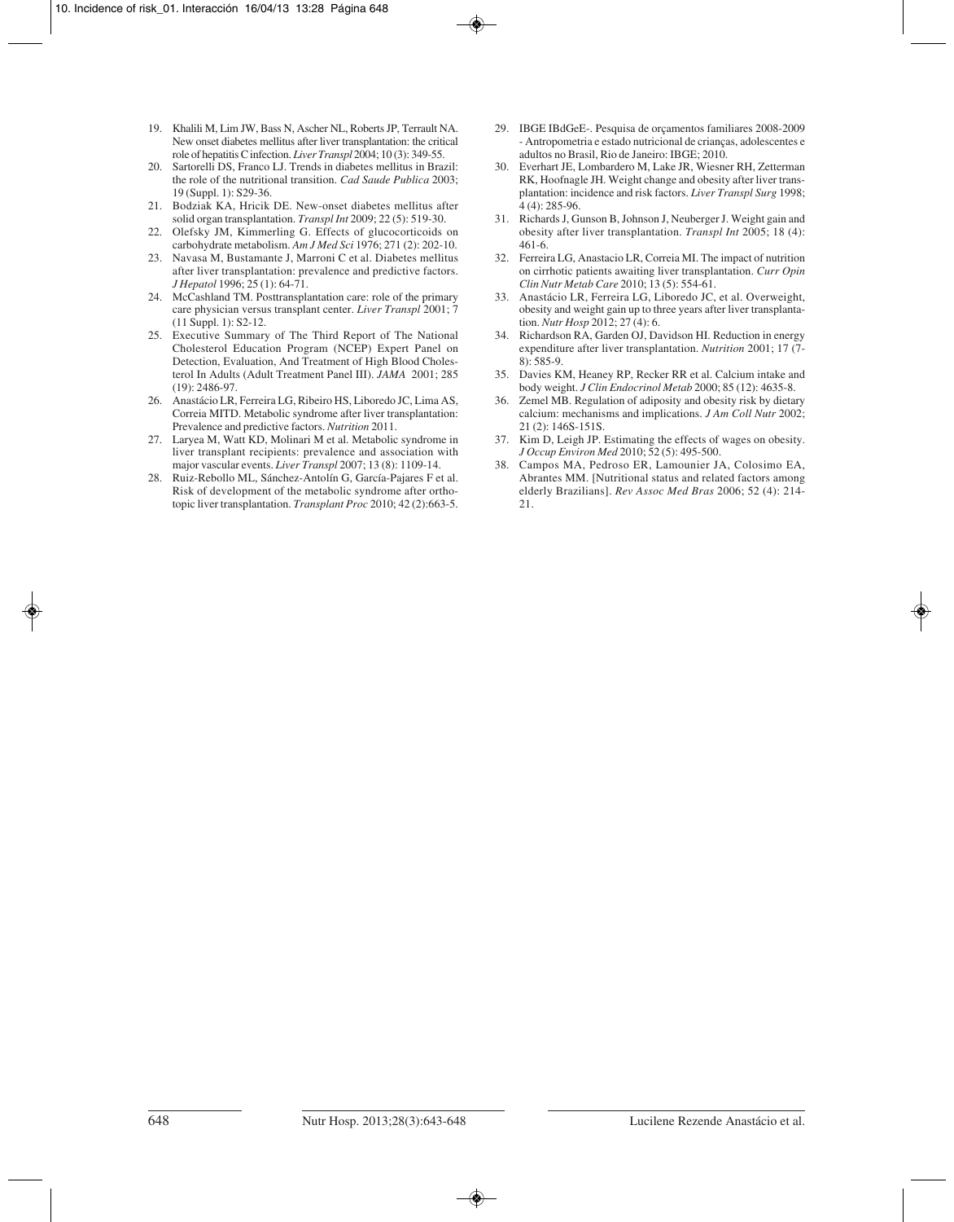19. Khalili M, Lim JW, Bass N, Ascher NL, Roberts JP, Terrault NA. New onset diabetes mellitus after liver transplantation: the critical role of hepatitis C infection. *Liver Transpl* 2004; 10 (3): 349-55.
20. Sartorelli DS, Franco LJ. Trends in diabetes mellitus in Brazil: the role of the nutritional transition. *Cad Saude Publica* 2003; 19 (Suppl. 1): S29-36.
21. Bodziak KA, Hricik DE. New-onset diabetes mellitus after solid organ transplantation. *Transpl Int* 2009; 22 (5): 519-30.
22. Olefsky JM, Kimmerling G. Effects of glucocorticoids on carbohydrate metabolism. *Am J Med Sci* 1976; 271 (2): 202-10.
23. Navasa M, Bustamante J, Marroni C et al. Diabetes mellitus after liver transplantation: prevalence and predictive factors. *J Hepatol* 1996; 25 (1): 64-71.
24. McCashland TM. Posttransplantation care: role of the primary care physician versus transplant center. *Liver Transpl* 2001; 7 (11 Suppl. 1): S2-12.
25. Executive Summary of The Third Report of The National Cholesterol Education Program (NCEP) Expert Panel on Detection, Evaluation, And Treatment of High Blood Cholesterol In Adults (Adult Treatment Panel III). *JAMA* 2001; 285 (19): 2486-97.
26. Anastácio LR, Ferreira LG, Ribeiro HS, Liboredo JC, Lima AS, Correia MITD. Metabolic syndrome after liver transplantation: Prevalence and predictive factors. *Nutrition* 2011.
27. Laryea M, Watt KD, Molinari M et al. Metabolic syndrome in liver transplant recipients: prevalence and association with major vascular events. *Liver Transpl* 2007; 13 (8): 1109-14.
28. Ruiz-Rebollo ML, Sánchez-Antolín G, García-Pajares F et al. Risk of development of the metabolic syndrome after orthotopic liver transplantation. *Transplant Proc* 2010; 42 (2):663-5.
29. IBGE IBdGeE-. Pesquisa de orçamentos familiares 2008-2009 - Antropometria e estado nutricional de crianças, adolescentes e adultos no Brasil, Rio de Janeiro: IBGE; 2010.
30. Everhart JE, Lombardero M, Lake JR, Wiesner RH, Zetterman RK, Hoofnagle JH. Weight change and obesity after liver transplantation: incidence and risk factors. *Liver Transpl Surg* 1998; 4 (4): 285-96.
31. Richards J, Gunson B, Johnson J, Neuberger J. Weight gain and obesity after liver transplantation. *Transpl Int* 2005; 18 (4): 461-6.
32. Ferreira LG, Anastacio LR, Correia MI. The impact of nutrition on cirrhotic patients awaiting liver transplantation. *Curr Opin Clin Nutr Metab Care* 2010; 13 (5): 554-61.
33. Anastácio LR, Ferreira LG, Liboredo JC, et al. Overweight, obesity and weight gain up to three years after liver transplantation. *Nutr Hosp* 2012; 27 (4): 6.
34. Richardson RA, Garden OJ, Davidson HI. Reduction in energy expenditure after liver transplantation. *Nutrition* 2001; 17 (7-8): 585-9.
35. Davies KM, Heaney RP, Recker RR et al. Calcium intake and body weight. *J Clin Endocrinol Metab* 2000; 85 (12): 4635-8.
36. Zemel MB. Regulation of adiposity and obesity risk by dietary calcium: mechanisms and implications. *J Am Coll Nutr* 2002; 21 (2): 146S-151S.
37. Kim D, Leigh JP. Estimating the effects of wages on obesity. *J Occup Environ Med* 2010; 52 (5): 495-500.
38. Campos MA, Pedroso ER, Lamounier JA, Colosimo EA, Abrantes MM. [Nutritional status and related factors among elderly Brazilians]. *Rev Assoc Med Bras* 2006; 52 (4): 214-21.